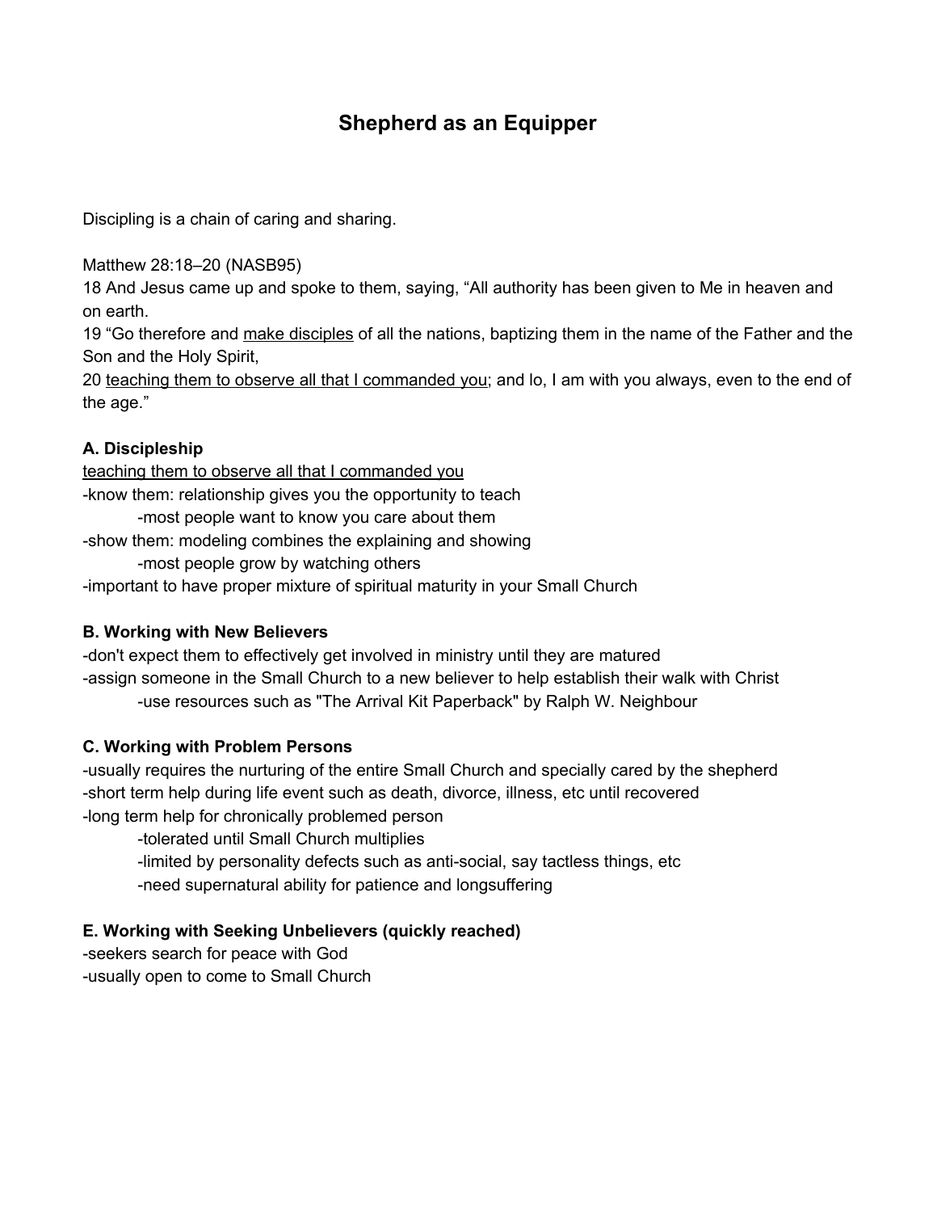# Shepherd as an Equipper

Discipling is a chain of caring and sharing.

Matthew 28:18–20 (NASB95)
18 And Jesus came up and spoke to them, saying, “All authority has been given to Me in heaven and on earth.
19 “Go therefore and <u>make disciples</u> of all the nations, baptizing them in the name of the Father and the Son and the Holy Spirit,
20 <u>teaching them to observe all that I commanded you</u>; and lo, I am with you always, even to the end of the age.”

**A. Discipleship**

<u>teaching them to observe all that I commanded you</u>

-know them: relationship gives you the opportunity to teach
    -most people want to know you care about them
-show them: modeling combines the explaining and showing
    -most people grow by watching others
-important to have proper mixture of spiritual maturity in your Small Church

**B. Working with New Believers**

-don't expect them to effectively get involved in ministry until they are matured
-assign someone in the Small Church to a new believer to help establish their walk with Christ
    -use resources such as "The Arrival Kit Paperback" by Ralph W. Neighbour

**C. Working with Problem Persons**

-usually requires the nurturing of the entire Small Church and specially cared by the shepherd
-short term help during life event such as death, divorce, illness, etc until recovered
-long term help for chronically problemed person
    -tolerated until Small Church multiplies
    -limited by personality defects such as anti-social, say tactless things, etc
    -need supernatural ability for patience and longsuffering

**E. Working with Seeking Unbelievers (quickly reached)**

-seekers search for peace with God
-usually open to come to Small Church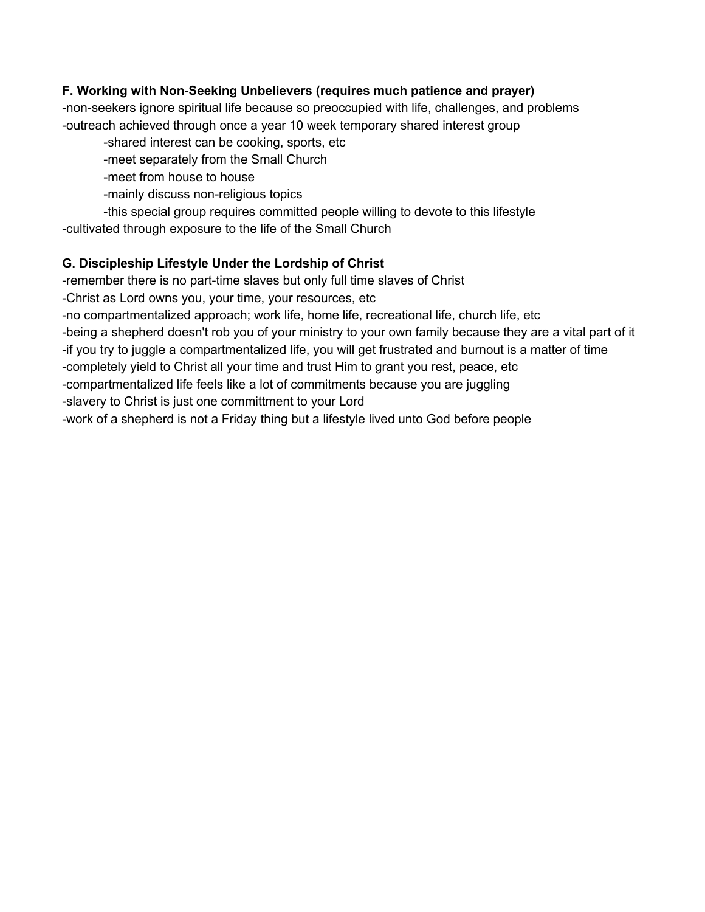**F. Working with Non-Seeking Unbelievers (requires much patience and prayer)**

-non-seekers ignore spiritual life because so preoccupied with life, challenges, and problems

-outreach achieved through once a year 10 week temporary shared interest group

- -shared interest can be cooking, sports, etc
- -meet separately from the Small Church
- -meet from house to house
- -mainly discuss non-religious topics
- -this special group requires committed people willing to devote to this lifestyle

-cultivated through exposure to the life of the Small Church

**G. Discipleship Lifestyle Under the Lordship of Christ**

-remember there is no part-time slaves but only full time slaves of Christ

-Christ as Lord owns you, your time, your resources, etc

-no compartmentalized approach; work life, home life, recreational life, church life, etc

-being a shepherd doesn't rob you of your ministry to your own family because they are a vital part of it

-if you try to juggle a compartmentalized life, you will get frustrated and burnout is a matter of time

-completely yield to Christ all your time and trust Him to grant you rest, peace, etc

-compartmentalized life feels like a lot of commitments because you are juggling

-slavery to Christ is just one committtment to your Lord

-work of a shepherd is not a Friday thing but a lifestyle lived unto God before people